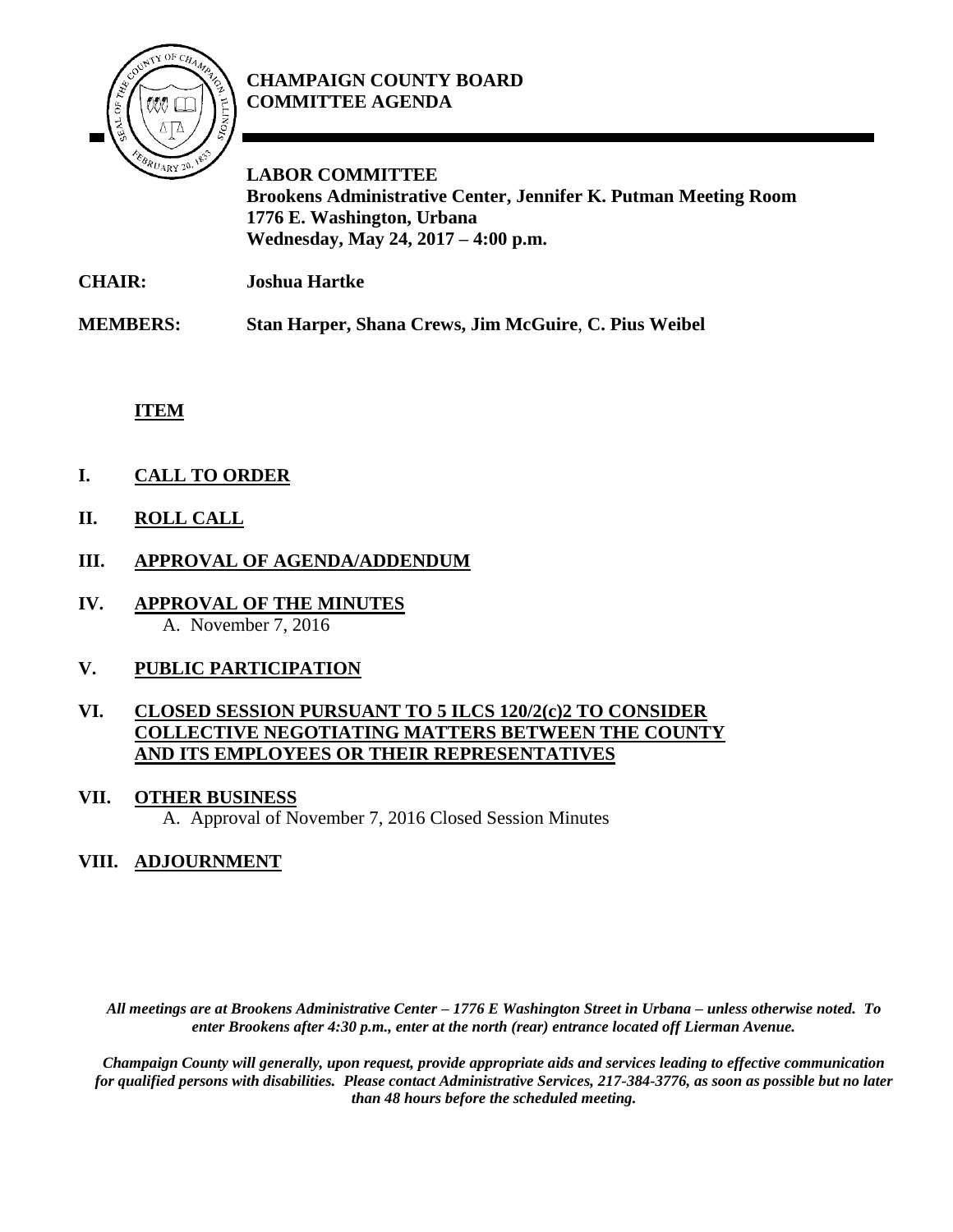# CHAMPAIGN COUNTY BOARD COMMITTEE AGENDA

**LABOR COMMITTEE**
**Brookens Administrative Center, Jennifer K. Putman Meeting Room**
**1776 E. Washington, Urbana**
**Wednesday, May 24, 2017 – 4:00 p.m.**

**CHAIR:** **Joshua Hartke**

**MEMBERS:** **Stan Harper, Shana Crews, Jim McGuire**, **C. Pius Weibel**

**ITEM**

**I. CALL TO ORDER**

**II. ROLL CALL**

**III. APPROVAL OF AGENDA/ADDENDUM**

**IV. APPROVAL OF THE MINUTES**
A. November 7, 2016

**V. PUBLIC PARTICIPATION**

**VI. CLOSED SESSION PURSUANT TO 5 ILCS 120/2(c)2 TO CONSIDER COLLECTIVE NEGOTIATING MATTERS BETWEEN THE COUNTY AND ITS EMPLOYEES OR THEIR REPRESENTATIVES**

**VII. OTHER BUSINESS**
A. Approval of November 7, 2016 Closed Session Minutes

**VIII. ADJOURNMENT**

***All meetings are at Brookens Administrative Center – 1776 E Washington Street in Urbana – unless otherwise noted. To enter Brookens after 4:30 p.m., enter at the north (rear) entrance located off Lierman Avenue.***

***Champaign County will generally, upon request, provide appropriate aids and services leading to effective communication for qualified persons with disabilities. Please contact Administrative Services, 217-384-3776, as soon as possible but no later than 48 hours before the scheduled meeting.***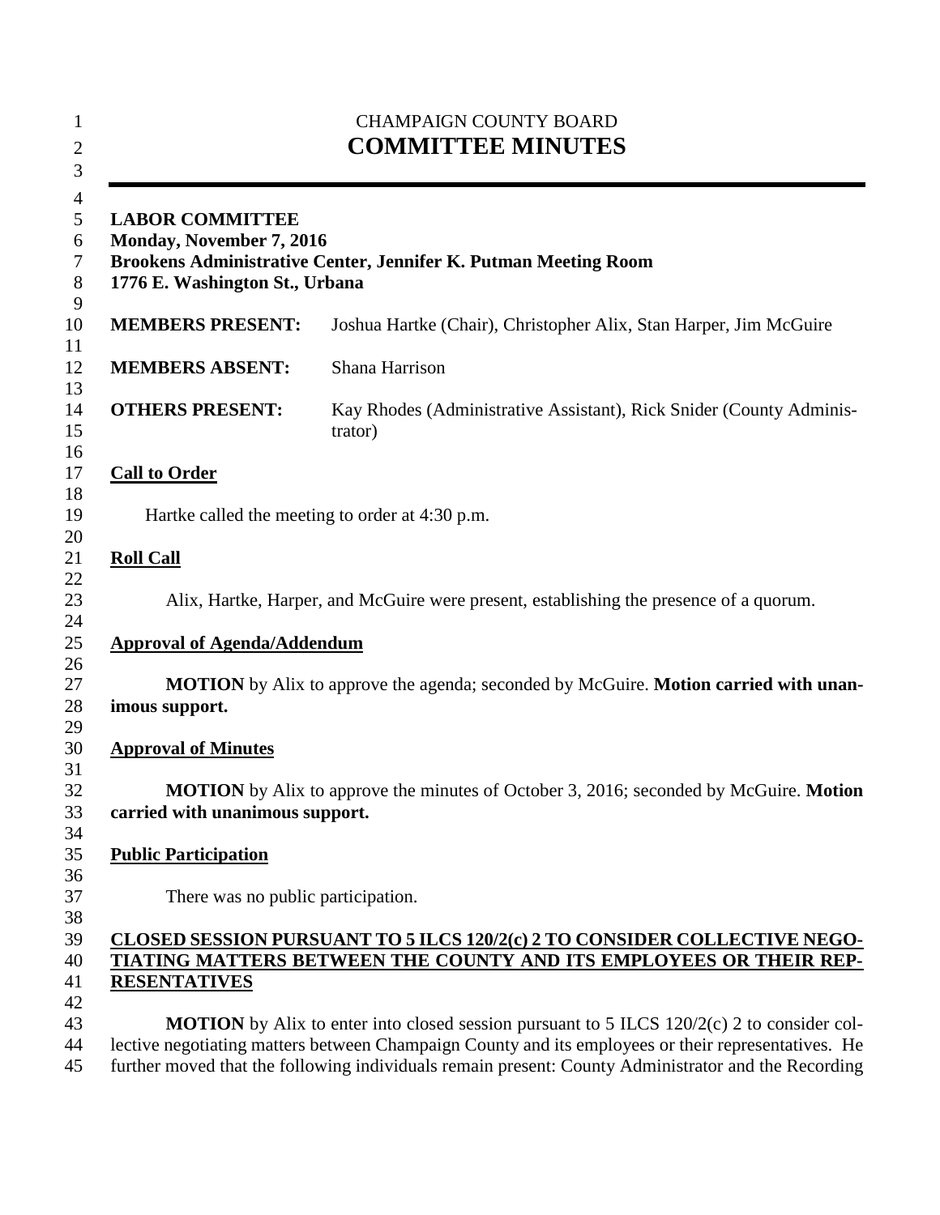CHAMPAIGN COUNTY BOARD

# COMMITTEE MINUTES

---

**LABOR COMMITTEE**
**Monday, November 7, 2016**
**Brookens Administrative Center, Jennifer K. Putman Meeting Room**
**1776 E. Washington St., Urbana**

| | |
|---|---|
| **MEMBERS PRESENT:** | Joshua Hartke (Chair), Christopher Alix, Stan Harper, Jim McGuire |
| **MEMBERS ABSENT:** | Shana Harrison |
| **OTHERS PRESENT:** | Kay Rhodes (Administrative Assistant), Rick Snider (County Administrator) |

**<u>Call to Order</u>**

Hartke called the meeting to order at 4:30 p.m.

**<u>Roll Call</u>**

Alix, Hartke, Harper, and McGuire were present, establishing the presence of a quorum.

**<u>Approval of Agenda/Addendum</u>**

**MOTION** by Alix to approve the agenda; seconded by McGuire. **Motion carried with unanimous support.**

**<u>Approval of Minutes</u>**

**MOTION** by Alix to approve the minutes of October 3, 2016; seconded by McGuire. **Motion carried with unanimous support.**

**<u>Public Participation</u>**

There was no public participation.

**<u>CLOSED SESSION PURSUANT TO 5 ILCS 120/2(c) 2 TO CONSIDER COLLECTIVE NEGOTIATING MATTERS BETWEEN THE COUNTY AND ITS EMPLOYEES OR THEIR REPRESENTATIVES</u>**

**MOTION** by Alix to enter into closed session pursuant to 5 ILCS 120/2(c) 2 to consider collective negotiating matters between Champaign County and its employees or their representatives. He further moved that the following individuals remain present: County Administrator and the Recording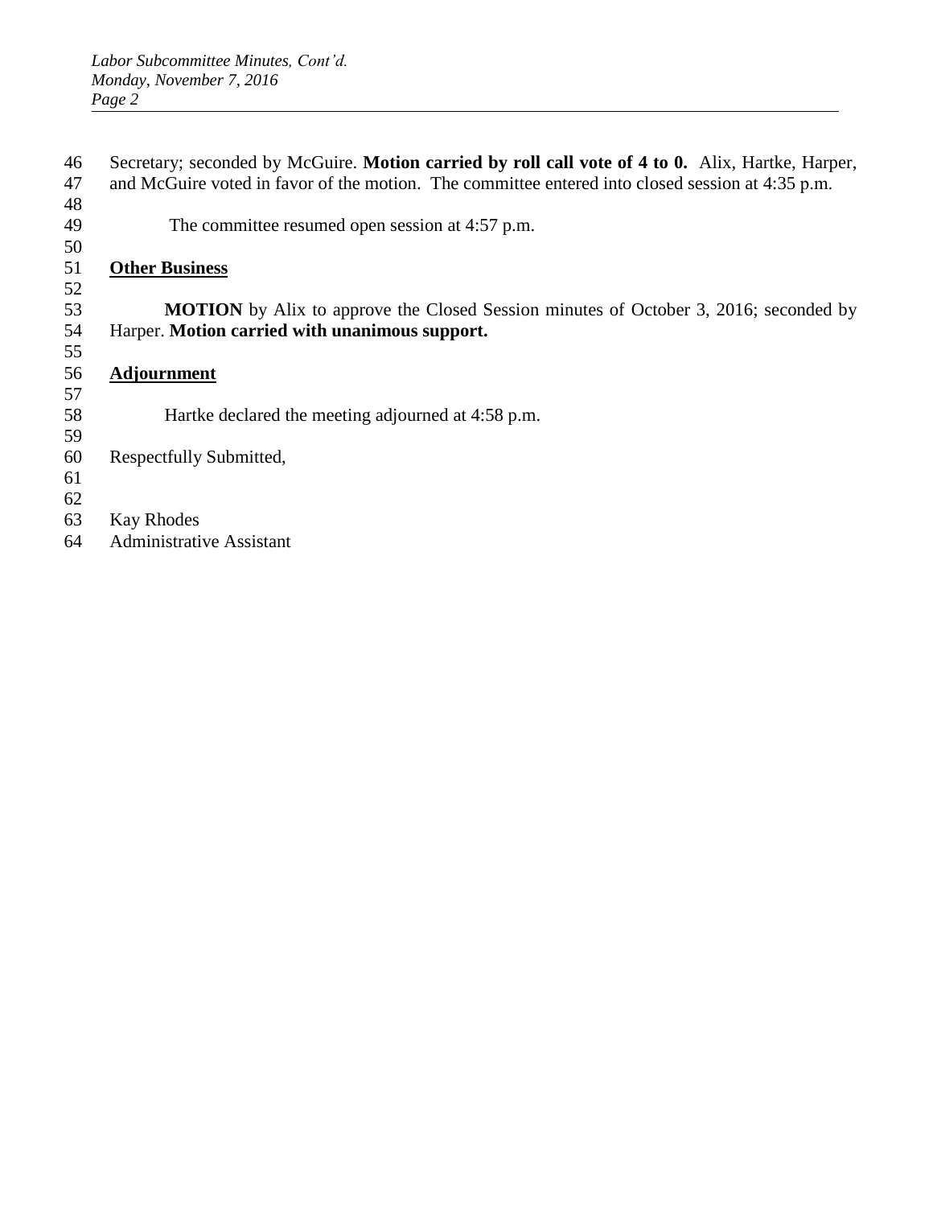Secretary; seconded by McGuire. **Motion carried by roll call vote of 4 to 0.** Alix, Hartke, Harper, and McGuire voted in favor of the motion. The committee entered into closed session at 4:35 p.m.

The committee resumed open session at 4:57 p.m.

**Other Business**

**MOTION** by Alix to approve the Closed Session minutes of October 3, 2016; seconded by Harper. **Motion carried with unanimous support.**

**Adjournment**

Hartke declared the meeting adjourned at 4:58 p.m.

Respectfully Submitted,

Kay Rhodes
Administrative Assistant